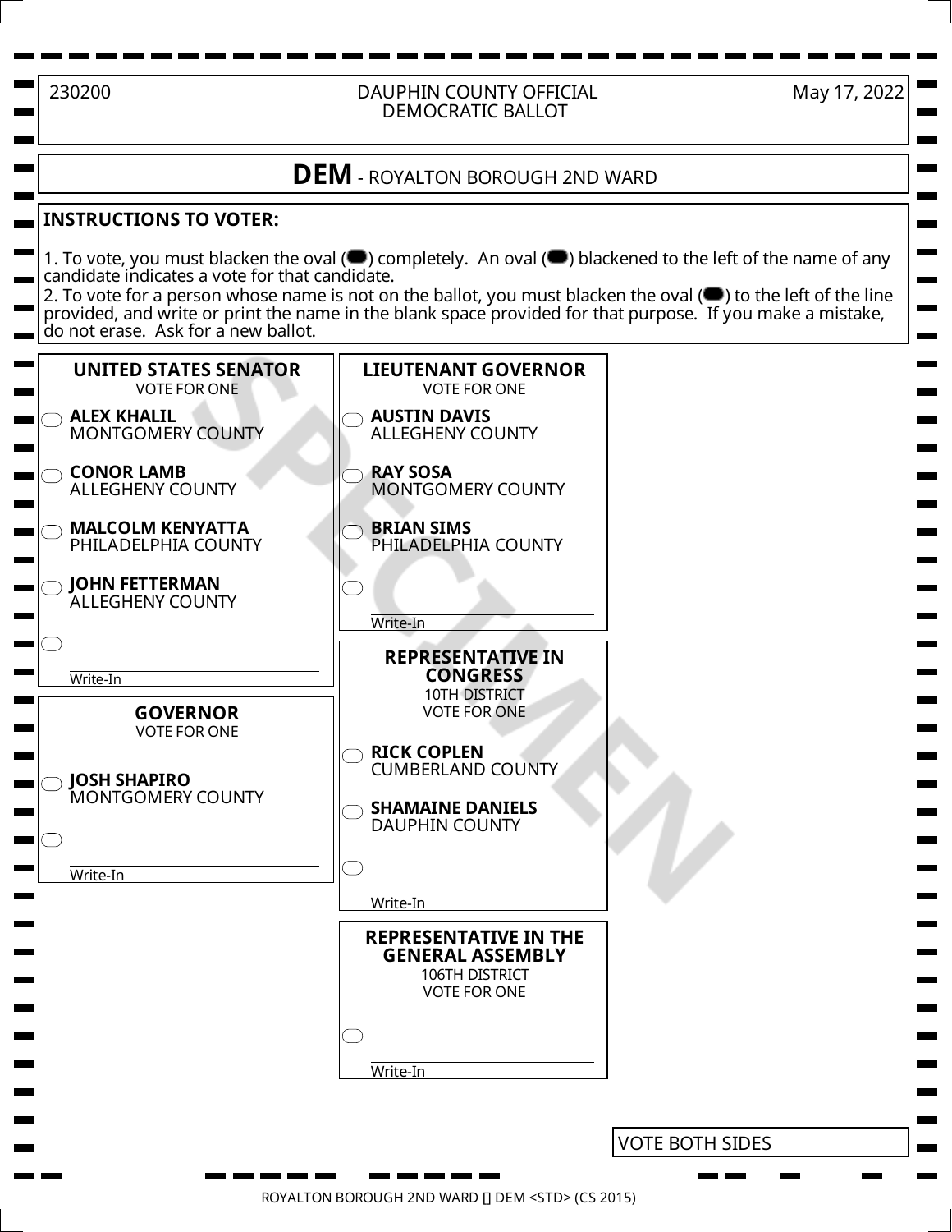230200 DAUPHIN COUNTY OFFICIAL DEMOCRATIC BALLOT May 17, 2022

# DEM - ROYALTON BOROUGH 2ND WARD

**INSTRUCTIONS TO VOTER:**

1. To vote, you must blacken the oval (⬬) completely. An oval (⬬) blackened to the left of the name of any candidate indicates a vote for that candidate.
2. To vote for a person whose name is not on the ballot, you must blacken the oval (⬬) to the left of the line provided, and write or print the name in the blank space provided for that purpose. If you make a mistake, do not erase. Ask for a new ballot.

## UNITED STATES SENATOR
VOTE FOR ONE

- ◯ **ALEX KHALIL** MONTGOMERY COUNTY
- ◯ **CONOR LAMB** ALLEGHENY COUNTY
- ◯ **MALCOLM KENYATTA** PHILADELPHIA COUNTY
- ◯ **JOHN FETTERMAN** ALLEGHENY COUNTY
- ◯ ________ Write-In

## GOVERNOR
VOTE FOR ONE

- ◯ **JOSH SHAPIRO** MONTGOMERY COUNTY
- ◯ ________ Write-In

## LIEUTENANT GOVERNOR
VOTE FOR ONE

- ◯ **AUSTIN DAVIS** ALLEGHENY COUNTY
- ◯ **RAY SOSA** MONTGOMERY COUNTY
- ◯ **BRIAN SIMS** PHILADELPHIA COUNTY
- ◯ ________ Write-In

## REPRESENTATIVE IN CONGRESS
10TH DISTRICT
VOTE FOR ONE

- ◯ **RICK COPLEN** CUMBERLAND COUNTY
- ◯ **SHAMAINE DANIELS** DAUPHIN COUNTY
- ◯ ________ Write-In

## REPRESENTATIVE IN THE GENERAL ASSEMBLY
106TH DISTRICT
VOTE FOR ONE

- ◯ ________ Write-In

VOTE BOTH SIDES

ROYALTON BOROUGH 2ND WARD [] DEM <STD> (CS 2015)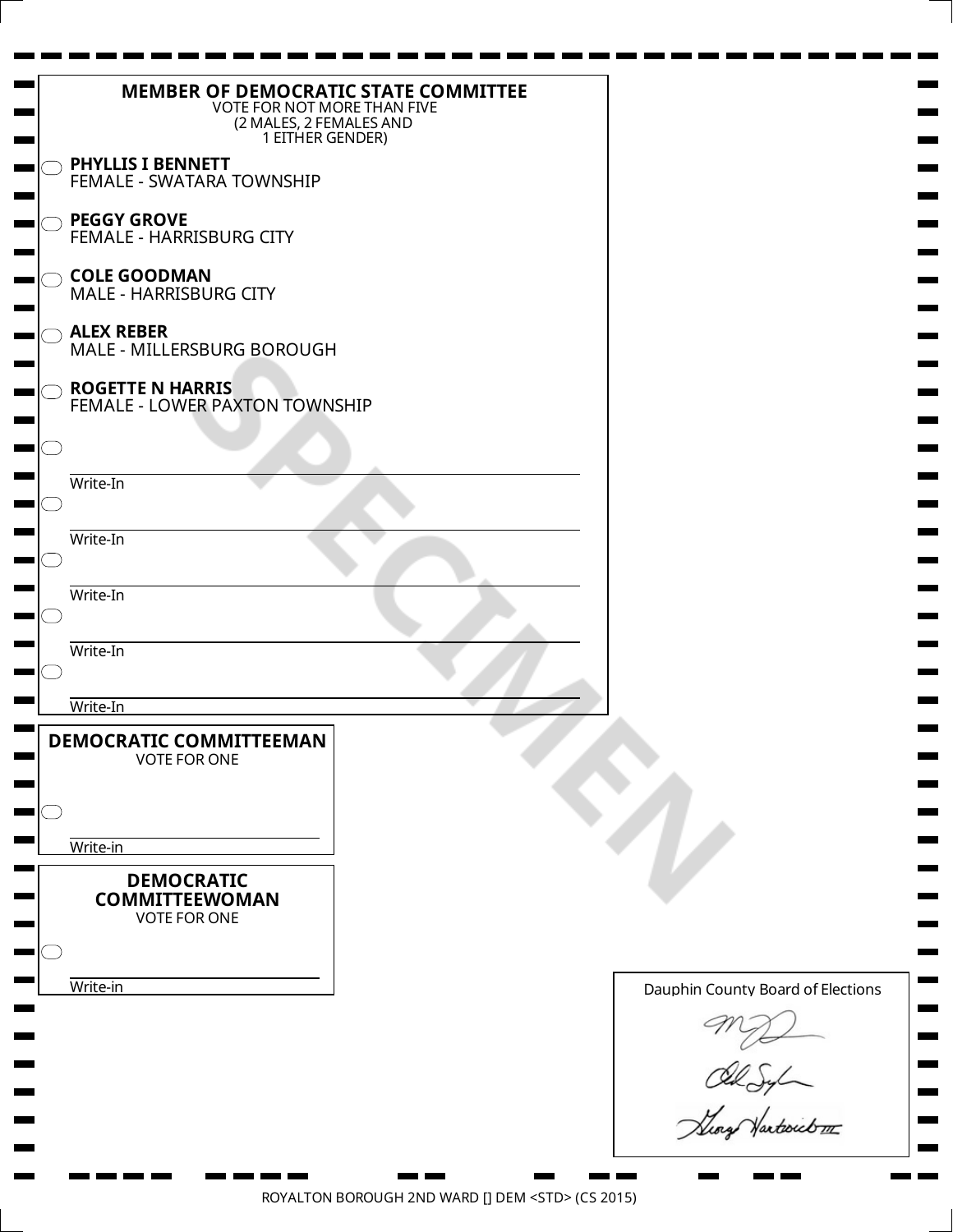## MEMBER OF DEMOCRATIC STATE COMMITTEE

VOTE FOR NOT MORE THAN FIVE
(2 MALES, 2 FEMALES AND
1 EITHER GENDER)

- **PHYLLIS I BENNETT**
  FEMALE - SWATARA TOWNSHIP
- **PEGGY GROVE**
  FEMALE - HARRISBURG CITY
- **COLE GOODMAN**
  MALE - HARRISBURG CITY
- **ALEX REBER**
  MALE - MILLERSBURG BOROUGH
- **ROGETTE N HARRIS**
  FEMALE - LOWER PAXTON TOWNSHIP
- Write-In
- Write-In
- Write-In
- Write-In
- Write-In

## DEMOCRATIC COMMITTEEMAN

VOTE FOR ONE

- Write-in

## DEMOCRATIC COMMITTEEWOMAN

VOTE FOR ONE

- Write-in

Dauphin County Board of Elections

SPECIMEN

ROYALTON BOROUGH 2ND WARD [] DEM <STD> (CS 2015)